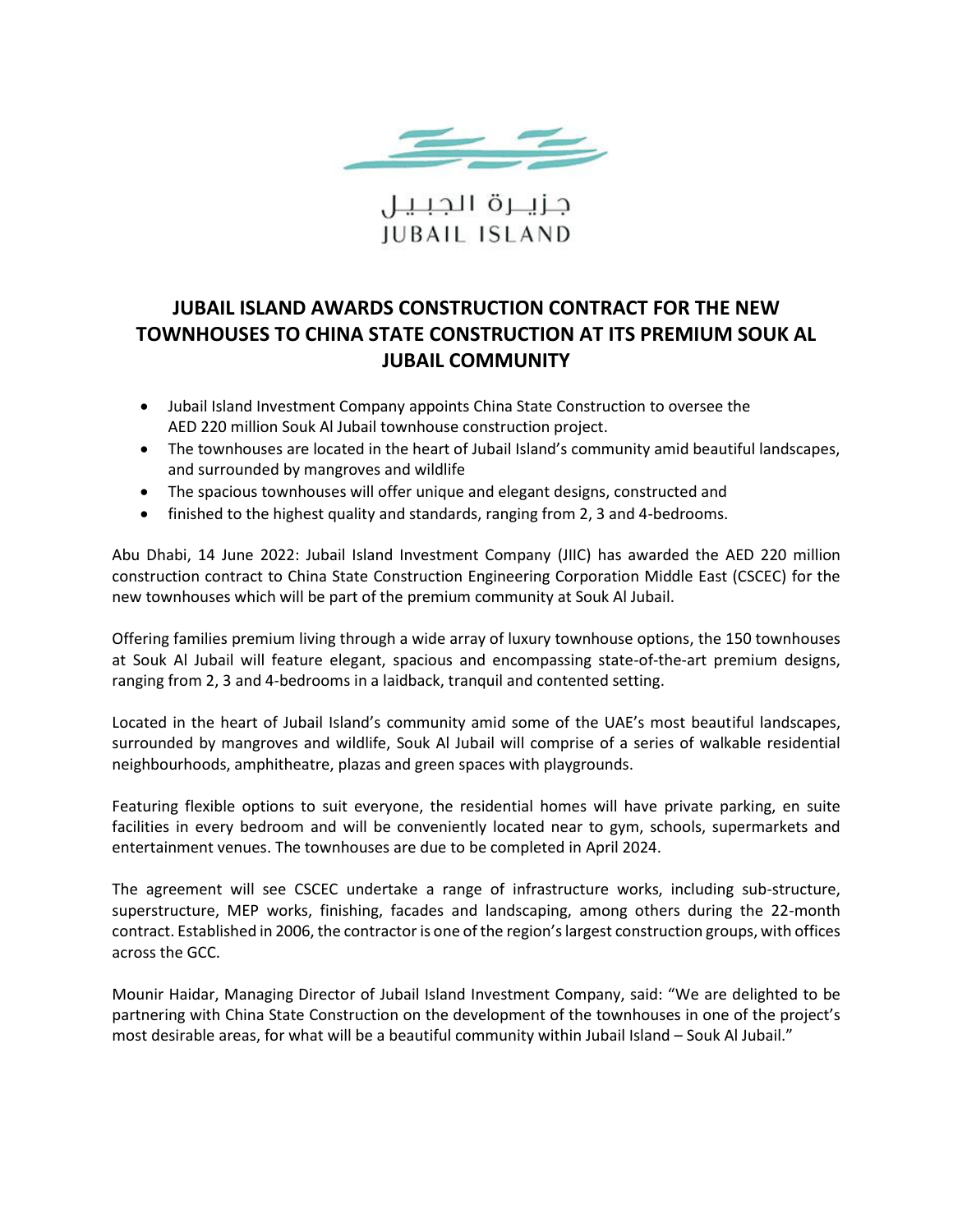جزيرة الجبيل
JUBAIL ISLAND

# JUBAIL ISLAND AWARDS CONSTRUCTION CONTRACT FOR THE NEW TOWNHOUSES TO CHINA STATE CONSTRUCTION AT ITS PREMIUM SOUK AL JUBAIL COMMUNITY

- Jubail Island Investment Company appoints China State Construction to oversee the AED 220 million Souk Al Jubail townhouse construction project.
- The townhouses are located in the heart of Jubail Island's community amid beautiful landscapes, and surrounded by mangroves and wildlife
- The spacious townhouses will offer unique and elegant designs, constructed and
- finished to the highest quality and standards, ranging from 2, 3 and 4-bedrooms.

Abu Dhabi, 14 June 2022: Jubail Island Investment Company (JIIC) has awarded the AED 220 million construction contract to China State Construction Engineering Corporation Middle East (CSCEC) for the new townhouses which will be part of the premium community at Souk Al Jubail.

Offering families premium living through a wide array of luxury townhouse options, the 150 townhouses at Souk Al Jubail will feature elegant, spacious and encompassing state-of-the-art premium designs, ranging from 2, 3 and 4-bedrooms in a laidback, tranquil and contented setting.

Located in the heart of Jubail Island's community amid some of the UAE's most beautiful landscapes, surrounded by mangroves and wildlife, Souk Al Jubail will comprise of a series of walkable residential neighbourhoods, amphitheatre, plazas and green spaces with playgrounds.

Featuring flexible options to suit everyone, the residential homes will have private parking, en suite facilities in every bedroom and will be conveniently located near to gym, schools, supermarkets and entertainment venues. The townhouses are due to be completed in April 2024.

The agreement will see CSCEC undertake a range of infrastructure works, including sub-structure, superstructure, MEP works, finishing, facades and landscaping, among others during the 22-month contract. Established in 2006, the contractor is one of the region's largest construction groups, with offices across the GCC.

Mounir Haidar, Managing Director of Jubail Island Investment Company, said: "We are delighted to be partnering with China State Construction on the development of the townhouses in one of the project's most desirable areas, for what will be a beautiful community within Jubail Island – Souk Al Jubail."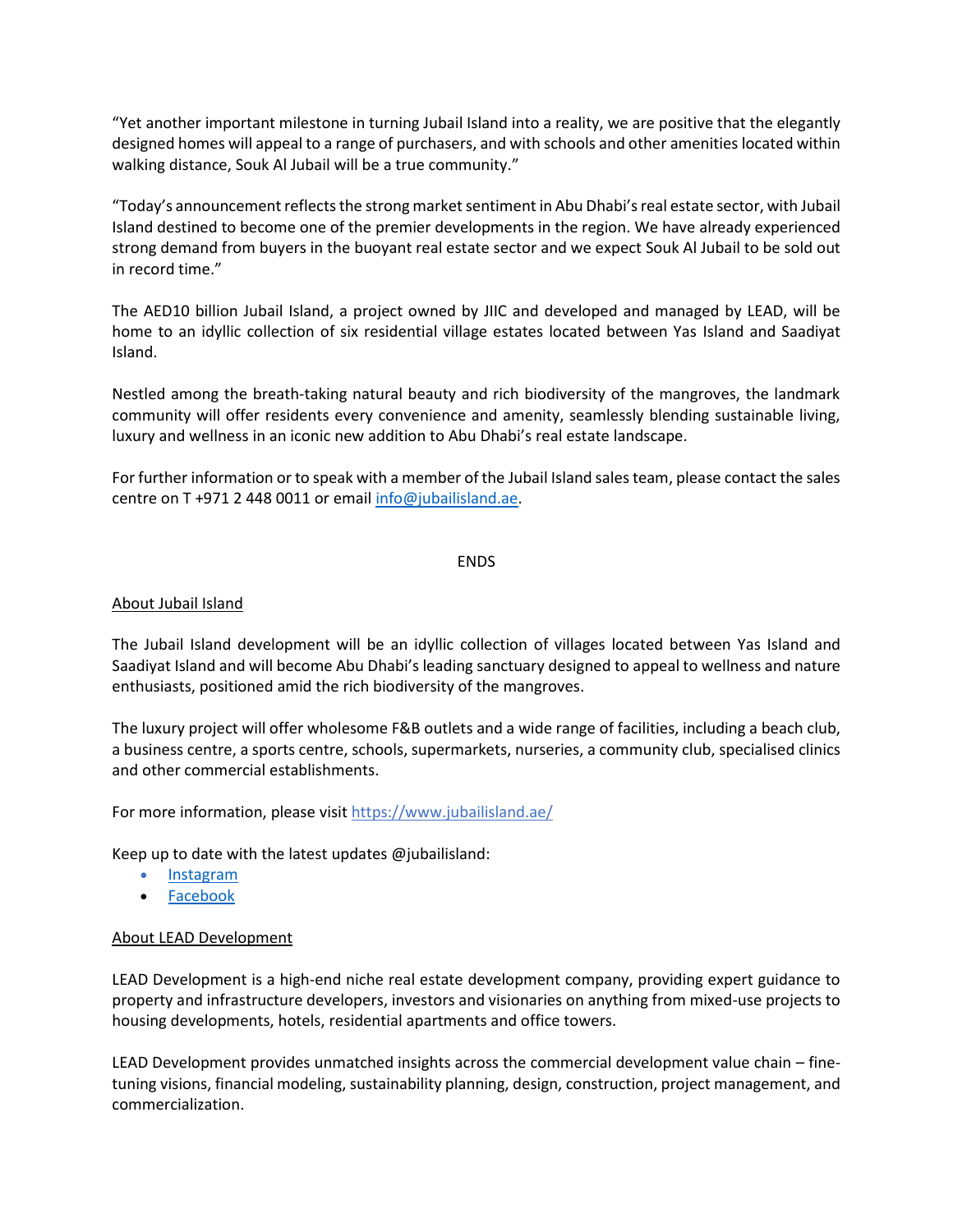"Yet another important milestone in turning Jubail Island into a reality, we are positive that the elegantly designed homes will appeal to a range of purchasers, and with schools and other amenities located within walking distance, Souk Al Jubail will be a true community."

"Today's announcement reflects the strong market sentiment in Abu Dhabi's real estate sector, with Jubail Island destined to become one of the premier developments in the region. We have already experienced strong demand from buyers in the buoyant real estate sector and we expect Souk Al Jubail to be sold out in record time."

The AED10 billion Jubail Island, a project owned by JIIC and developed and managed by LEAD, will be home to an idyllic collection of six residential village estates located between Yas Island and Saadiyat Island.

Nestled among the breath-taking natural beauty and rich biodiversity of the mangroves, the landmark community will offer residents every convenience and amenity, seamlessly blending sustainable living, luxury and wellness in an iconic new addition to Abu Dhabi's real estate landscape.

For further information or to speak with a member of the Jubail Island sales team, please contact the sales centre on T +971 2 448 0011 or email info@jubailisland.ae.

ENDS

## About Jubail Island

The Jubail Island development will be an idyllic collection of villages located between Yas Island and Saadiyat Island and will become Abu Dhabi's leading sanctuary designed to appeal to wellness and nature enthusiasts, positioned amid the rich biodiversity of the mangroves.

The luxury project will offer wholesome F&B outlets and a wide range of facilities, including a beach club, a business centre, a sports centre, schools, supermarkets, nurseries, a community club, specialised clinics and other commercial establishments.

For more information, please visit https://www.jubailisland.ae/

Keep up to date with the latest updates @jubailisland:

- Instagram
- Facebook

## About LEAD Development

LEAD Development is a high-end niche real estate development company, providing expert guidance to property and infrastructure developers, investors and visionaries on anything from mixed-use projects to housing developments, hotels, residential apartments and office towers.

LEAD Development provides unmatched insights across the commercial development value chain – fine-tuning visions, financial modeling, sustainability planning, design, construction, project management, and commercialization.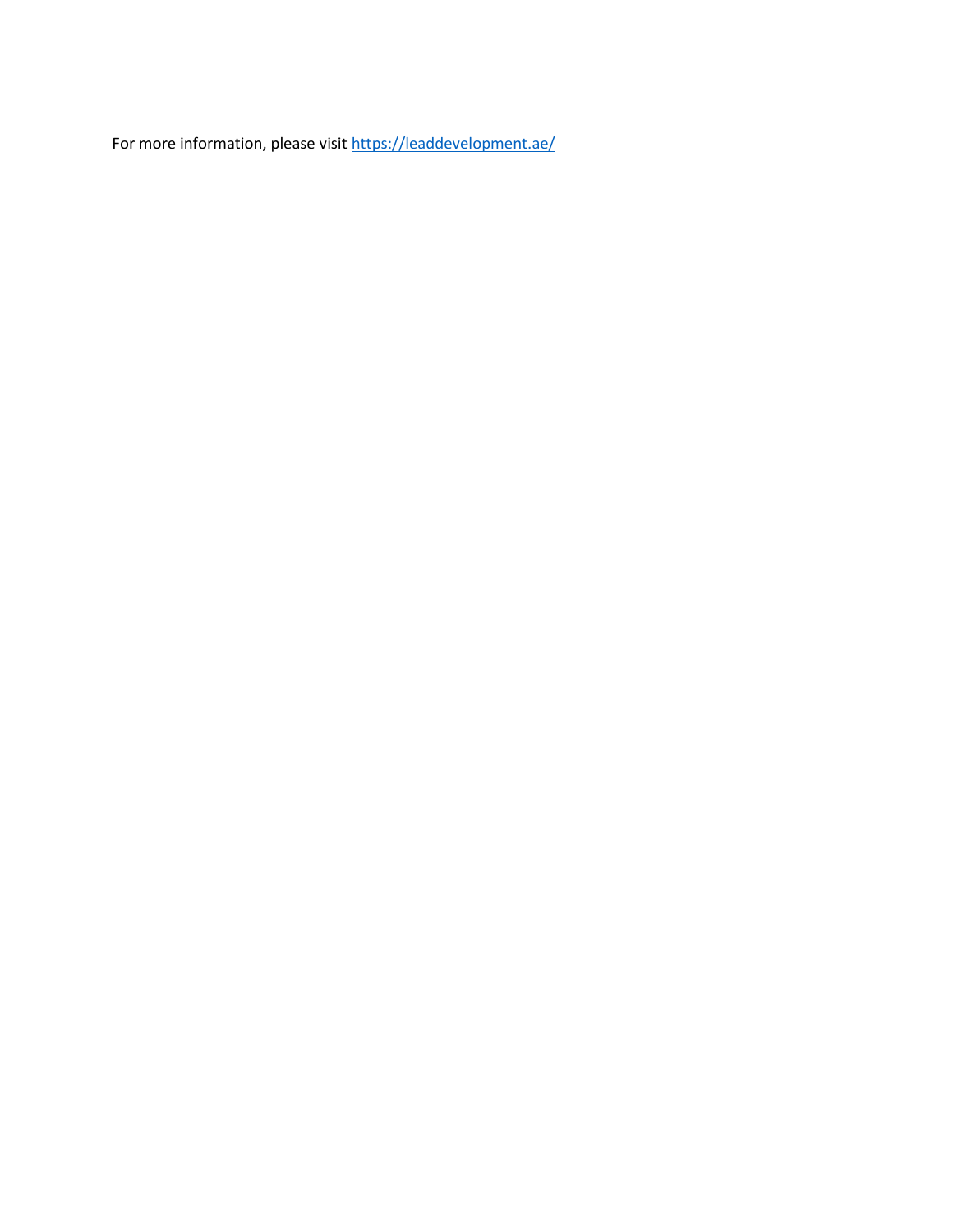For more information, please visit [https://leaddevelopment.ae/](https://leaddevelopment.ae/)